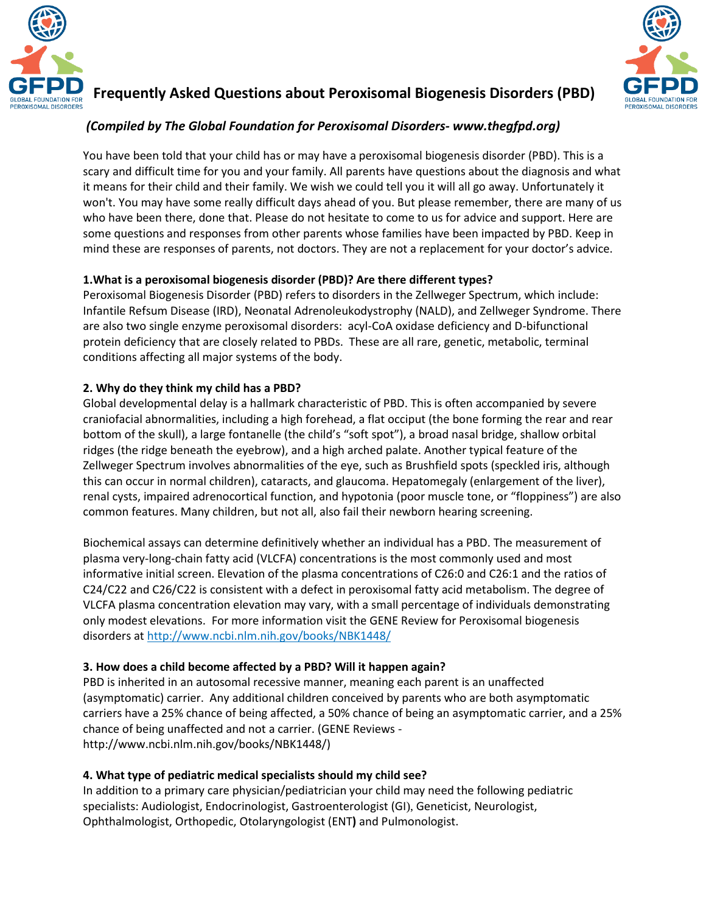# Frequently Asked Questions about Peroxisomal Biogenesis Disorders (PBD)

*(Compiled by The Global Foundation for Peroxisomal Disorders- www.thegfpd.org)*

You have been told that your child has or may have a peroxisomal biogenesis disorder (PBD). This is a scary and difficult time for you and your family. All parents have questions about the diagnosis and what it means for their child and their family. We wish we could tell you it will all go away. Unfortunately it won't. You may have some really difficult days ahead of you. But please remember, there are many of us who have been there, done that. Please do not hesitate to come to us for advice and support. Here are some questions and responses from other parents whose families have been impacted by PBD. Keep in mind these are responses of parents, not doctors. They are not a replacement for your doctor's advice.

**1.What is a peroxisomal biogenesis disorder (PBD)? Are there different types?**

Peroxisomal Biogenesis Disorder (PBD) refers to disorders in the Zellweger Spectrum, which include: Infantile Refsum Disease (IRD), Neonatal Adrenoleukodystrophy (NALD), and Zellweger Syndrome. There are also two single enzyme peroxisomal disorders: acyl-CoA oxidase deficiency and D-bifunctional protein deficiency that are closely related to PBDs. These are all rare, genetic, metabolic, terminal conditions affecting all major systems of the body.

**2. Why do they think my child has a PBD?**

Global developmental delay is a hallmark characteristic of PBD. This is often accompanied by severe craniofacial abnormalities, including a high forehead, a flat occiput (the bone forming the rear and rear bottom of the skull), a large fontanelle (the child's "soft spot"), a broad nasal bridge, shallow orbital ridges (the ridge beneath the eyebrow), and a high arched palate. Another typical feature of the Zellweger Spectrum involves abnormalities of the eye, such as Brushfield spots (speckled iris, although this can occur in normal children), cataracts, and glaucoma. Hepatomegaly (enlargement of the liver), renal cysts, impaired adrenocortical function, and hypotonia (poor muscle tone, or "floppiness") are also common features. Many children, but not all, also fail their newborn hearing screening.

Biochemical assays can determine definitively whether an individual has a PBD. The measurement of plasma very-long-chain fatty acid (VLCFA) concentrations is the most commonly used and most informative initial screen. Elevation of the plasma concentrations of C26:0 and C26:1 and the ratios of C24/C22 and C26/C22 is consistent with a defect in peroxisomal fatty acid metabolism. The degree of VLCFA plasma concentration elevation may vary, with a small percentage of individuals demonstrating only modest elevations. For more information visit the GENE Review for Peroxisomal biogenesis disorders at [http://www.ncbi.nlm.nih.gov/books/NBK1448/](http://www.ncbi.nlm.nih.gov/books/NBK1448/)

**3. How does a child become affected by a PBD? Will it happen again?**

PBD is inherited in an autosomal recessive manner, meaning each parent is an unaffected (asymptomatic) carrier. Any additional children conceived by parents who are both asymptomatic carriers have a 25% chance of being affected, a 50% chance of being an asymptomatic carrier, and a 25% chance of being unaffected and not a carrier. (GENE Reviews - http://www.ncbi.nlm.nih.gov/books/NBK1448/)

**4. What type of pediatric medical specialists should my child see?**

In addition to a primary care physician/pediatrician your child may need the following pediatric specialists: Audiologist, Endocrinologist, Gastroenterologist (GI), Geneticist, Neurologist, Ophthalmologist, Orthopedic, Otolaryngologist (ENT**)** and Pulmonologist.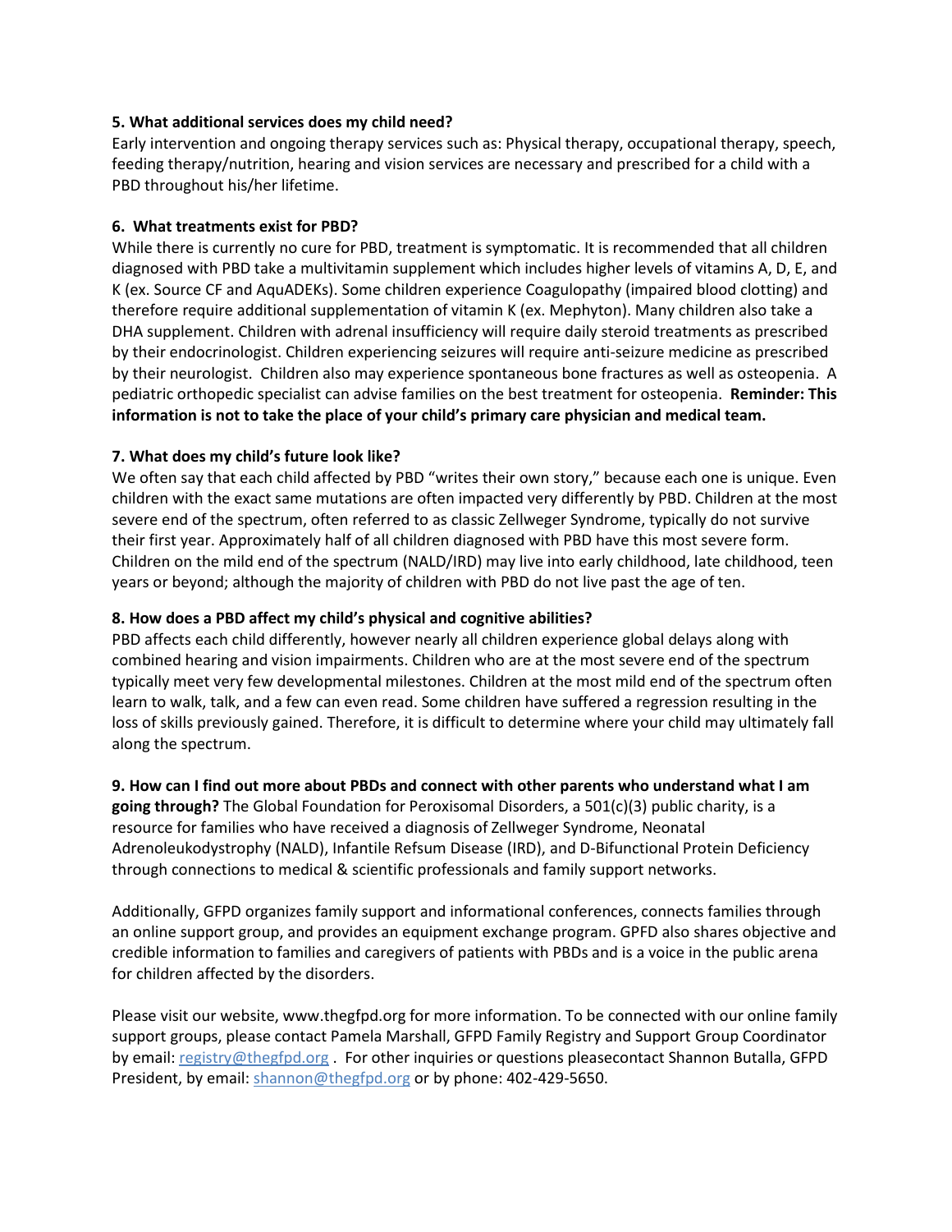**5. What additional services does my child need?**

Early intervention and ongoing therapy services such as: Physical therapy, occupational therapy, speech, feeding therapy/nutrition, hearing and vision services are necessary and prescribed for a child with a PBD throughout his/her lifetime.

**6. What treatments exist for PBD?**

While there is currently no cure for PBD, treatment is symptomatic. It is recommended that all children diagnosed with PBD take a multivitamin supplement which includes higher levels of vitamins A, D, E, and K (ex. Source CF and AquADEKs). Some children experience Coagulopathy (impaired blood clotting) and therefore require additional supplementation of vitamin K (ex. Mephyton). Many children also take a DHA supplement. Children with adrenal insufficiency will require daily steroid treatments as prescribed by their endocrinologist. Children experiencing seizures will require anti-seizure medicine as prescribed by their neurologist. Children also may experience spontaneous bone fractures as well as osteopenia. A pediatric orthopedic specialist can advise families on the best treatment for osteopenia. **Reminder: This information is not to take the place of your child's primary care physician and medical team.**

**7. What does my child's future look like?**

We often say that each child affected by PBD "writes their own story," because each one is unique. Even children with the exact same mutations are often impacted very differently by PBD. Children at the most severe end of the spectrum, often referred to as classic Zellweger Syndrome, typically do not survive their first year. Approximately half of all children diagnosed with PBD have this most severe form. Children on the mild end of the spectrum (NALD/IRD) may live into early childhood, late childhood, teen years or beyond; although the majority of children with PBD do not live past the age of ten.

**8. How does a PBD affect my child's physical and cognitive abilities?**

PBD affects each child differently, however nearly all children experience global delays along with combined hearing and vision impairments. Children who are at the most severe end of the spectrum typically meet very few developmental milestones. Children at the most mild end of the spectrum often learn to walk, talk, and a few can even read. Some children have suffered a regression resulting in the loss of skills previously gained. Therefore, it is difficult to determine where your child may ultimately fall along the spectrum.

**9. How can I find out more about PBDs and connect with other parents who understand what I am going through?** The Global Foundation for Peroxisomal Disorders, a 501(c)(3) public charity, is a resource for families who have received a diagnosis of Zellweger Syndrome, Neonatal Adrenoleukodystrophy (NALD), Infantile Refsum Disease (IRD), and D-Bifunctional Protein Deficiency through connections to medical & scientific professionals and family support networks.

Additionally, GFPD organizes family support and informational conferences, connects families through an online support group, and provides an equipment exchange program. GPFD also shares objective and credible information to families and caregivers of patients with PBDs and is a voice in the public arena for children affected by the disorders.

Please visit our website, www.thegfpd.org for more information. To be connected with our online family support groups, please contact Pamela Marshall, GFPD Family Registry and Support Group Coordinator by email: registry@thegfpd.org . For other inquiries or questions pleasecontact Shannon Butalla, GFPD President, by email: shannon@thegfpd.org or by phone: 402-429-5650.